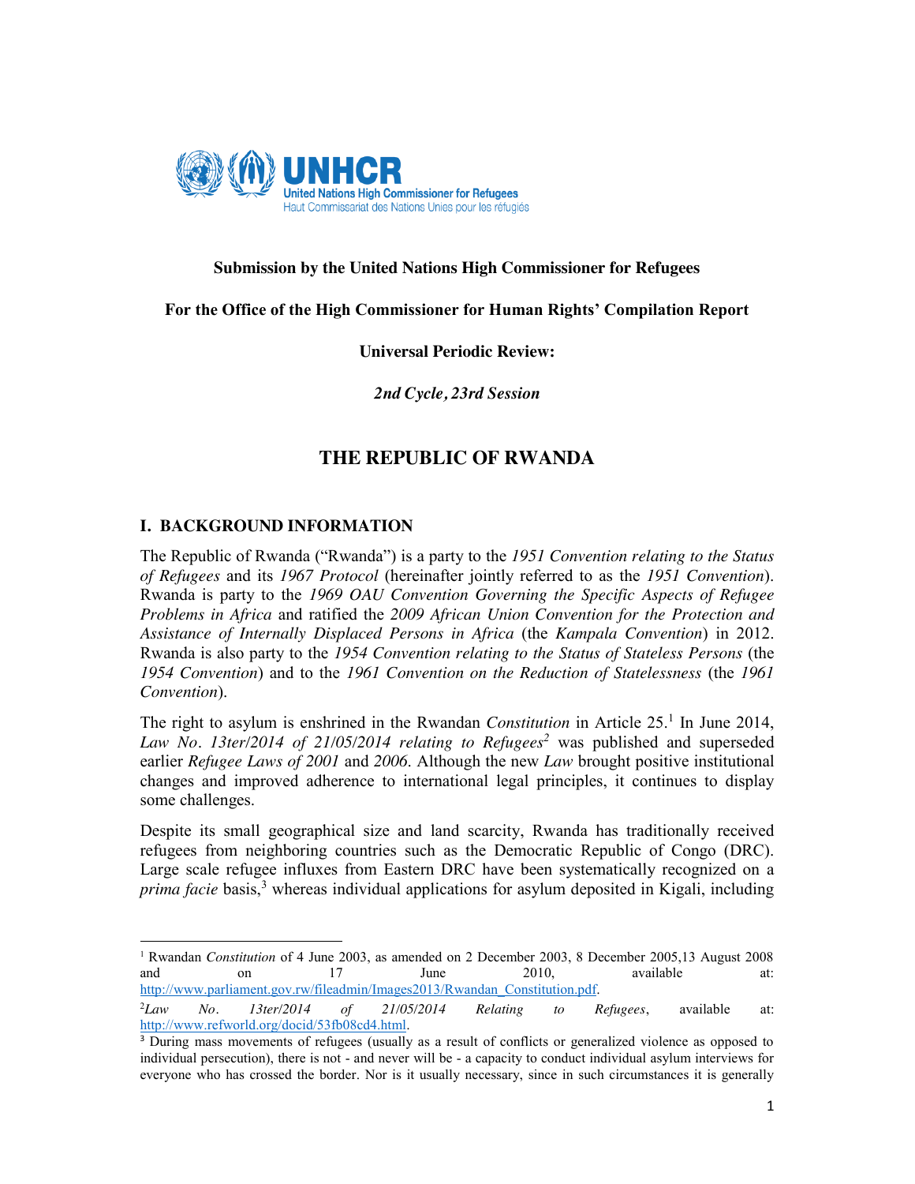UNHCR
United Nations High Commissioner for Refugees
Haut Commissariat des Nations Unies pour les réfugiés

**Submission by the United Nations High Commissioner for Refugees**

**For the Office of the High Commissioner for Human Rights' Compilation Report**

**Universal Periodic Review:**

***2nd Cycle, 23rd Session***

# THE REPUBLIC OF RWANDA

## I. BACKGROUND INFORMATION

The Republic of Rwanda ("Rwanda") is a party to the *1951 Convention relating to the Status of Refugees* and its *1967 Protocol* (hereinafter jointly referred to as the *1951 Convention*). Rwanda is party to the *1969 OAU Convention Governing the Specific Aspects of Refugee Problems in Africa* and ratified the *2009 African Union Convention for the Protection and Assistance of Internally Displaced Persons in Africa* (the *Kampala Convention*) in 2012. Rwanda is also party to the *1954 Convention relating to the Status of Stateless Persons* (the *1954 Convention*) and to the *1961 Convention on the Reduction of Statelessness* (the *1961 Convention*).

The right to asylum is enshrined in the Rwandan *Constitution* in Article 25.[1] In June 2014, *Law No. 13ter/2014 of 21/05/2014 relating to Refugees*[2] was published and superseded earlier *Refugee Laws of 2001* and *2006*. Although the new *Law* brought positive institutional changes and improved adherence to international legal principles, it continues to display some challenges.

Despite its small geographical size and land scarcity, Rwanda has traditionally received refugees from neighboring countries such as the Democratic Republic of Congo (DRC). Large scale refugee influxes from Eastern DRC have been systematically recognized on a *prima facie* basis,[3] whereas individual applications for asylum deposited in Kigali, including

---

[1] Rwandan *Constitution* of 4 June 2003, as amended on 2 December 2003, 8 December 2005,13 August 2008 and on 17 June 2010, available at: http://www.parliament.gov.rw/fileadmin/Images2013/Rwandan_Constitution.pdf.

[2] *Law No. 13ter/2014 of 21/05/2014 Relating to Refugees*, available at: http://www.refworld.org/docid/53fb08cd4.html.

[3] During mass movements of refugees (usually as a result of conflicts or generalized violence as opposed to individual persecution), there is not - and never will be - a capacity to conduct individual asylum interviews for everyone who has crossed the border. Nor is it usually necessary, since in such circumstances it is generally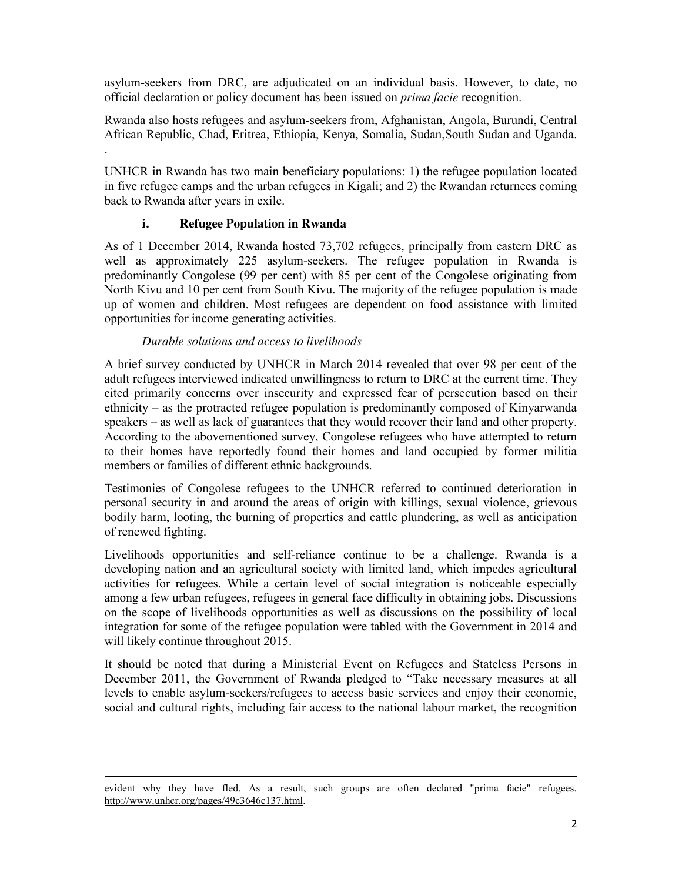asylum-seekers from DRC, are adjudicated on an individual basis. However, to date, no official declaration or policy document has been issued on *prima facie* recognition.

Rwanda also hosts refugees and asylum-seekers from, Afghanistan, Angola, Burundi, Central African Republic, Chad, Eritrea, Ethiopia, Kenya, Somalia, Sudan,South Sudan and Uganda.
.

UNHCR in Rwanda has two main beneficiary populations: 1) the refugee population located in five refugee camps and the urban refugees in Kigali; and 2) the Rwandan returnees coming back to Rwanda after years in exile.

### i. Refugee Population in Rwanda

As of 1 December 2014, Rwanda hosted 73,702 refugees, principally from eastern DRC as well as approximately 225 asylum-seekers. The refugee population in Rwanda is predominantly Congolese (99 per cent) with 85 per cent of the Congolese originating from North Kivu and 10 per cent from South Kivu. The majority of the refugee population is made up of women and children. Most refugees are dependent on food assistance with limited opportunities for income generating activities.

*Durable solutions and access to livelihoods*

A brief survey conducted by UNHCR in March 2014 revealed that over 98 per cent of the adult refugees interviewed indicated unwillingness to return to DRC at the current time. They cited primarily concerns over insecurity and expressed fear of persecution based on their ethnicity – as the protracted refugee population is predominantly composed of Kinyarwanda speakers – as well as lack of guarantees that they would recover their land and other property. According to the abovementioned survey, Congolese refugees who have attempted to return to their homes have reportedly found their homes and land occupied by former militia members or families of different ethnic backgrounds.

Testimonies of Congolese refugees to the UNHCR referred to continued deterioration in personal security in and around the areas of origin with killings, sexual violence, grievous bodily harm, looting, the burning of properties and cattle plundering, as well as anticipation of renewed fighting.

Livelihoods opportunities and self-reliance continue to be a challenge. Rwanda is a developing nation and an agricultural society with limited land, which impedes agricultural activities for refugees. While a certain level of social integration is noticeable especially among a few urban refugees, refugees in general face difficulty in obtaining jobs. Discussions on the scope of livelihoods opportunities as well as discussions on the possibility of local integration for some of the refugee population were tabled with the Government in 2014 and will likely continue throughout 2015.

It should be noted that during a Ministerial Event on Refugees and Stateless Persons in December 2011, the Government of Rwanda pledged to "Take necessary measures at all levels to enable asylum-seekers/refugees to access basic services and enjoy their economic, social and cultural rights, including fair access to the national labour market, the recognition

---

evident why they have fled. As a result, such groups are often declared "prima facie" refugees. http://www.unhcr.org/pages/49c3646c137.html.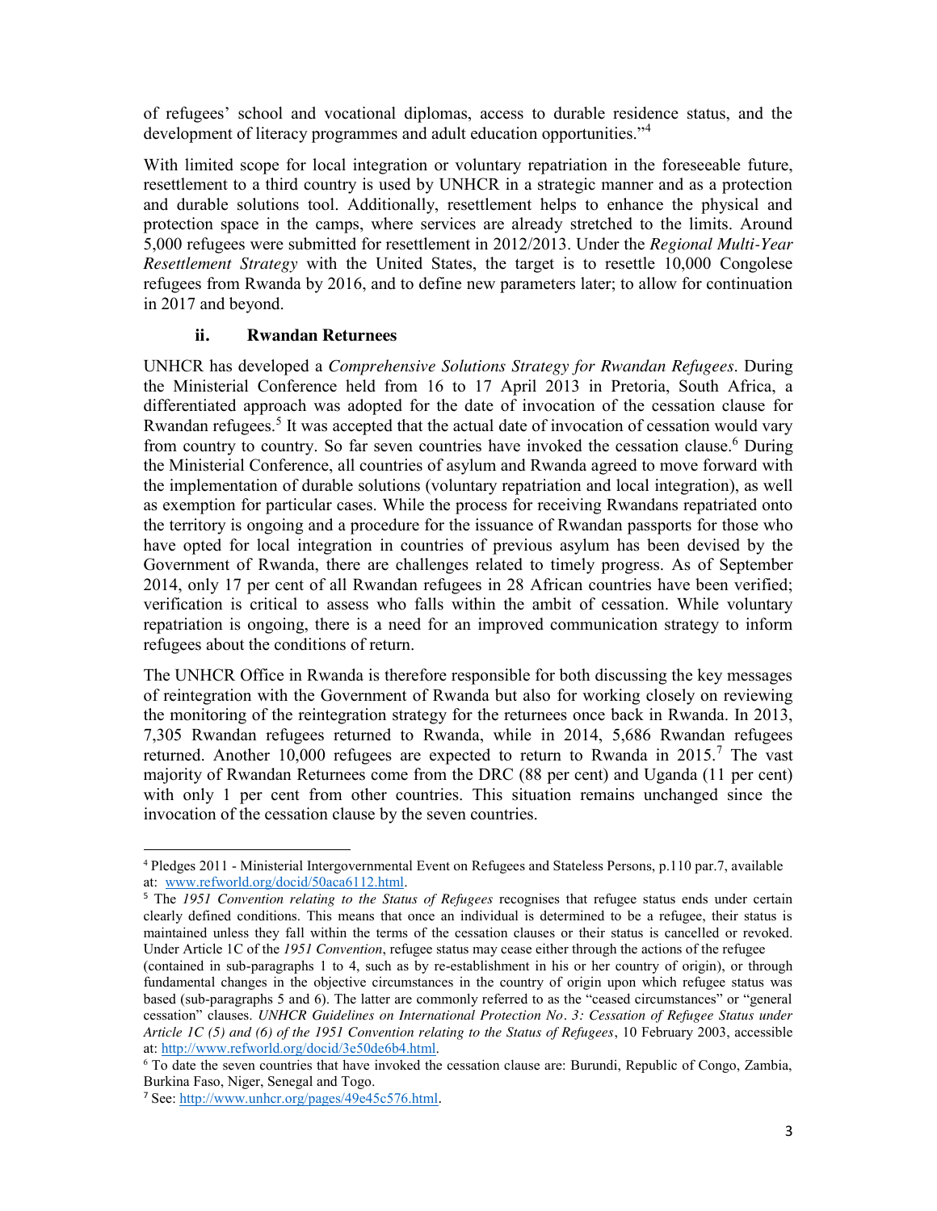of refugees' school and vocational diplomas, access to durable residence status, and the development of literacy programmes and adult education opportunities."[4]

With limited scope for local integration or voluntary repatriation in the foreseeable future, resettlement to a third country is used by UNHCR in a strategic manner and as a protection and durable solutions tool. Additionally, resettlement helps to enhance the physical and protection space in the camps, where services are already stretched to the limits. Around 5,000 refugees were submitted for resettlement in 2012/2013. Under the *Regional Multi-Year Resettlement Strategy* with the United States, the target is to resettle 10,000 Congolese refugees from Rwanda by 2016, and to define new parameters later; to allow for continuation in 2017 and beyond.

### ii. Rwandan Returnees

UNHCR has developed a *Comprehensive Solutions Strategy for Rwandan Refugees*. During the Ministerial Conference held from 16 to 17 April 2013 in Pretoria, South Africa, a differentiated approach was adopted for the date of invocation of the cessation clause for Rwandan refugees.[5] It was accepted that the actual date of invocation of cessation would vary from country to country. So far seven countries have invoked the cessation clause.[6] During the Ministerial Conference, all countries of asylum and Rwanda agreed to move forward with the implementation of durable solutions (voluntary repatriation and local integration), as well as exemption for particular cases. While the process for receiving Rwandans repatriated onto the territory is ongoing and a procedure for the issuance of Rwandan passports for those who have opted for local integration in countries of previous asylum has been devised by the Government of Rwanda, there are challenges related to timely progress. As of September 2014, only 17 per cent of all Rwandan refugees in 28 African countries have been verified; verification is critical to assess who falls within the ambit of cessation. While voluntary repatriation is ongoing, there is a need for an improved communication strategy to inform refugees about the conditions of return.

The UNHCR Office in Rwanda is therefore responsible for both discussing the key messages of reintegration with the Government of Rwanda but also for working closely on reviewing the monitoring of the reintegration strategy for the returnees once back in Rwanda. In 2013, 7,305 Rwandan refugees returned to Rwanda, while in 2014, 5,686 Rwandan refugees returned. Another 10,000 refugees are expected to return to Rwanda in 2015.[7] The vast majority of Rwandan Returnees come from the DRC (88 per cent) and Uganda (11 per cent) with only 1 per cent from other countries. This situation remains unchanged since the invocation of the cessation clause by the seven countries.

---

[4] Pledges 2011 - Ministerial Intergovernmental Event on Refugees and Stateless Persons, p.110 par.7, available at: www.refworld.org/docid/50aca6112.html.

[5] The *1951 Convention relating to the Status of Refugees* recognises that refugee status ends under certain clearly defined conditions. This means that once an individual is determined to be a refugee, their status is maintained unless they fall within the terms of the cessation clauses or their status is cancelled or revoked. Under Article 1C of the *1951 Convention*, refugee status may cease either through the actions of the refugee (contained in sub-paragraphs 1 to 4, such as by re-establishment in his or her country of origin), or through fundamental changes in the objective circumstances in the country of origin upon which refugee status was based (sub-paragraphs 5 and 6). The latter are commonly referred to as the "ceased circumstances" or "general cessation" clauses. *UNHCR Guidelines on International Protection No. 3: Cessation of Refugee Status under Article 1C (5) and (6) of the 1951 Convention relating to the Status of Refugees*, 10 February 2003, accessible at: http://www.refworld.org/docid/3e50de6b4.html.

[6] To date the seven countries that have invoked the cessation clause are: Burundi, Republic of Congo, Zambia, Burkina Faso, Niger, Senegal and Togo.

[7] See: http://www.unhcr.org/pages/49e45c576.html.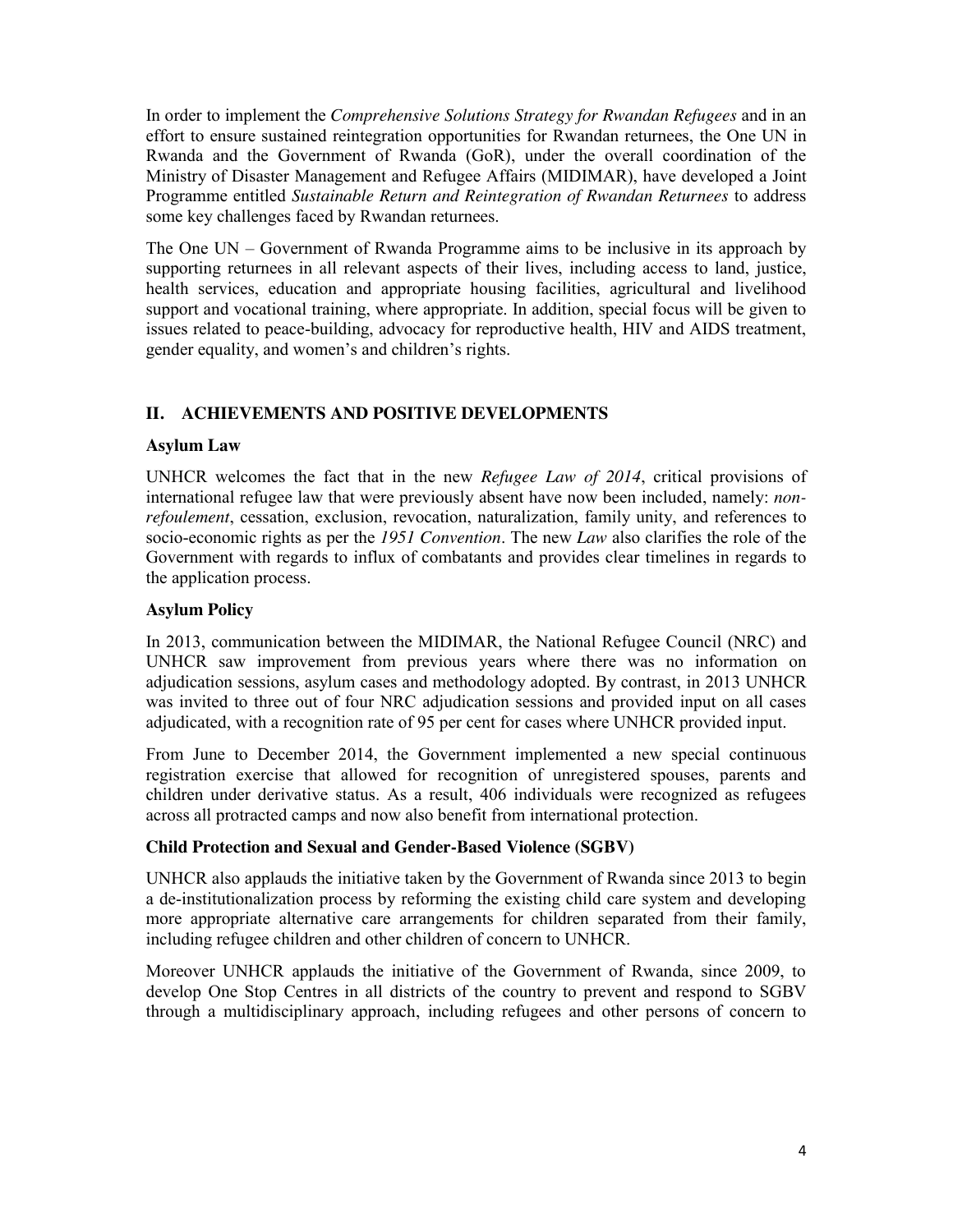In order to implement the *Comprehensive Solutions Strategy for Rwandan Refugees* and in an effort to ensure sustained reintegration opportunities for Rwandan returnees, the One UN in Rwanda and the Government of Rwanda (GoR), under the overall coordination of the Ministry of Disaster Management and Refugee Affairs (MIDIMAR), have developed a Joint Programme entitled *Sustainable Return and Reintegration of Rwandan Returnees* to address some key challenges faced by Rwandan returnees.

The One UN – Government of Rwanda Programme aims to be inclusive in its approach by supporting returnees in all relevant aspects of their lives, including access to land, justice, health services, education and appropriate housing facilities, agricultural and livelihood support and vocational training, where appropriate. In addition, special focus will be given to issues related to peace-building, advocacy for reproductive health, HIV and AIDS treatment, gender equality, and women's and children's rights.

## II. ACHIEVEMENTS AND POSITIVE DEVELOPMENTS

### Asylum Law

UNHCR welcomes the fact that in the new *Refugee Law of 2014*, critical provisions of international refugee law that were previously absent have now been included, namely: *non-refoulement*, cessation, exclusion, revocation, naturalization, family unity, and references to socio-economic rights as per the *1951 Convention*. The new *Law* also clarifies the role of the Government with regards to influx of combatants and provides clear timelines in regards to the application process.

### Asylum Policy

In 2013, communication between the MIDIMAR, the National Refugee Council (NRC) and UNHCR saw improvement from previous years where there was no information on adjudication sessions, asylum cases and methodology adopted. By contrast, in 2013 UNHCR was invited to three out of four NRC adjudication sessions and provided input on all cases adjudicated, with a recognition rate of 95 per cent for cases where UNHCR provided input.

From June to December 2014, the Government implemented a new special continuous registration exercise that allowed for recognition of unregistered spouses, parents and children under derivative status. As a result, 406 individuals were recognized as refugees across all protracted camps and now also benefit from international protection.

### Child Protection and Sexual and Gender-Based Violence (SGBV)

UNHCR also applauds the initiative taken by the Government of Rwanda since 2013 to begin a de-institutionalization process by reforming the existing child care system and developing more appropriate alternative care arrangements for children separated from their family, including refugee children and other children of concern to UNHCR.

Moreover UNHCR applauds the initiative of the Government of Rwanda, since 2009, to develop One Stop Centres in all districts of the country to prevent and respond to SGBV through a multidisciplinary approach, including refugees and other persons of concern to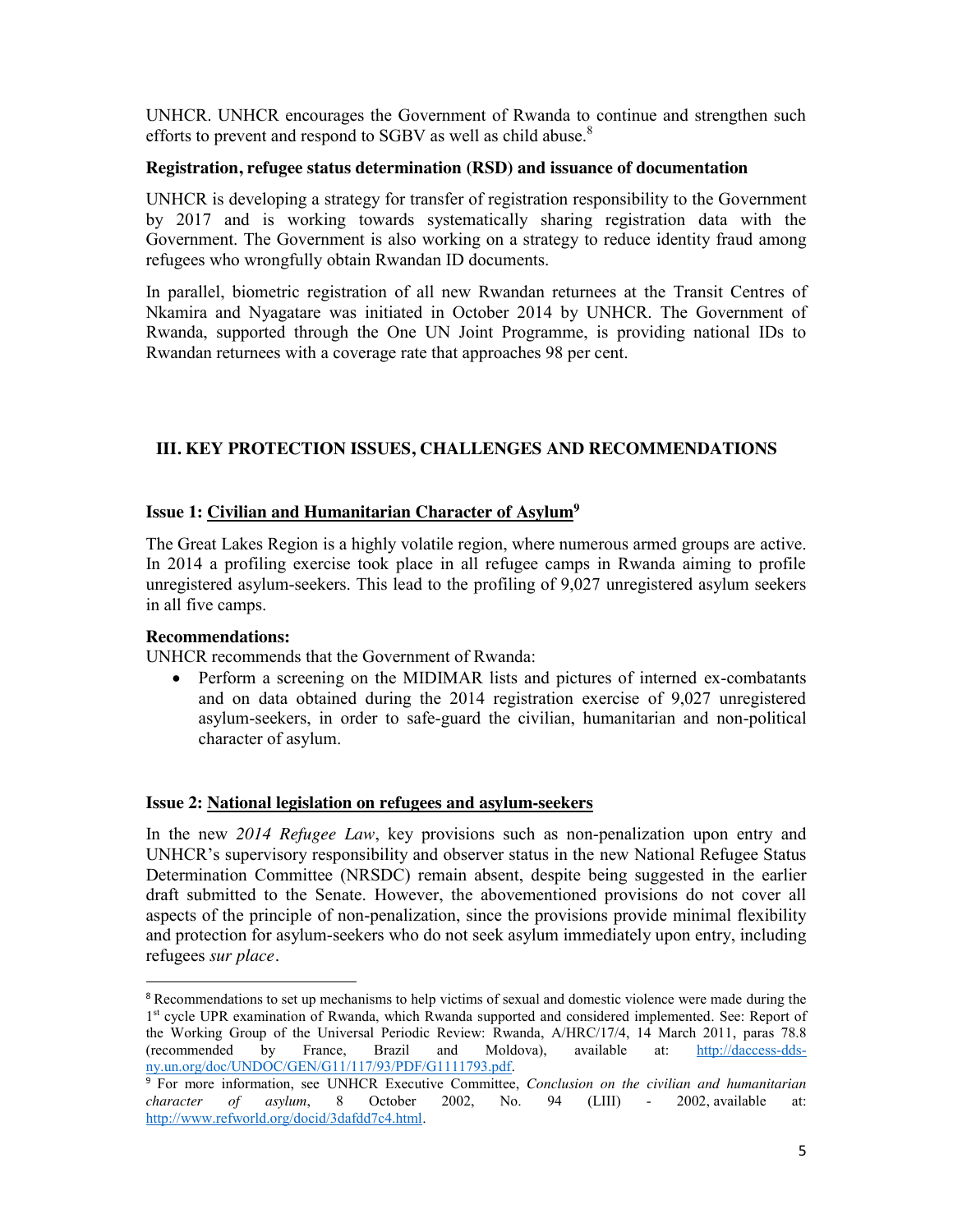UNHCR. UNHCR encourages the Government of Rwanda to continue and strengthen such efforts to prevent and respond to SGBV as well as child abuse.[8]

**Registration, refugee status determination (RSD) and issuance of documentation**

UNHCR is developing a strategy for transfer of registration responsibility to the Government by 2017 and is working towards systematically sharing registration data with the Government. The Government is also working on a strategy to reduce identity fraud among refugees who wrongfully obtain Rwandan ID documents.

In parallel, biometric registration of all new Rwandan returnees at the Transit Centres of Nkamira and Nyagatare was initiated in October 2014 by UNHCR. The Government of Rwanda, supported through the One UN Joint Programme, is providing national IDs to Rwandan returnees with a coverage rate that approaches 98 per cent.

## III. KEY PROTECTION ISSUES, CHALLENGES AND RECOMMENDATIONS

### Issue 1: <u>Civilian and Humanitarian Character of Asylum</u>[9]

The Great Lakes Region is a highly volatile region, where numerous armed groups are active. In 2014 a profiling exercise took place in all refugee camps in Rwanda aiming to profile unregistered asylum-seekers. This lead to the profiling of 9,027 unregistered asylum seekers in all five camps.

**Recommendations:**

UNHCR recommends that the Government of Rwanda:

- Perform a screening on the MIDIMAR lists and pictures of interned ex-combatants and on data obtained during the 2014 registration exercise of 9,027 unregistered asylum-seekers, in order to safe-guard the civilian, humanitarian and non-political character of asylum.

### Issue 2: <u>National legislation on refugees and asylum-seekers</u>

In the new *2014 Refugee Law*, key provisions such as non-penalization upon entry and UNHCR's supervisory responsibility and observer status in the new National Refugee Status Determination Committee (NRSDC) remain absent, despite being suggested in the earlier draft submitted to the Senate. However, the abovementioned provisions do not cover all aspects of the principle of non-penalization, since the provisions provide minimal flexibility and protection for asylum-seekers who do not seek asylum immediately upon entry, including refugees *sur place*.

---

[8] Recommendations to set up mechanisms to help victims of sexual and domestic violence were made during the 1st cycle UPR examination of Rwanda, which Rwanda supported and considered implemented. See: Report of the Working Group of the Universal Periodic Review: Rwanda, A/HRC/17/4, 14 March 2011, paras 78.8 (recommended by France, Brazil and Moldova), available at: http://daccess-dds-ny.un.org/doc/UNDOC/GEN/G11/117/93/PDF/G1111793.pdf.

[9] For more information, see UNHCR Executive Committee, *Conclusion on the civilian and humanitarian character of asylum*, 8 October 2002, No. 94 (LIII) - 2002, available at: http://www.refworld.org/docid/3dafdd7c4.html.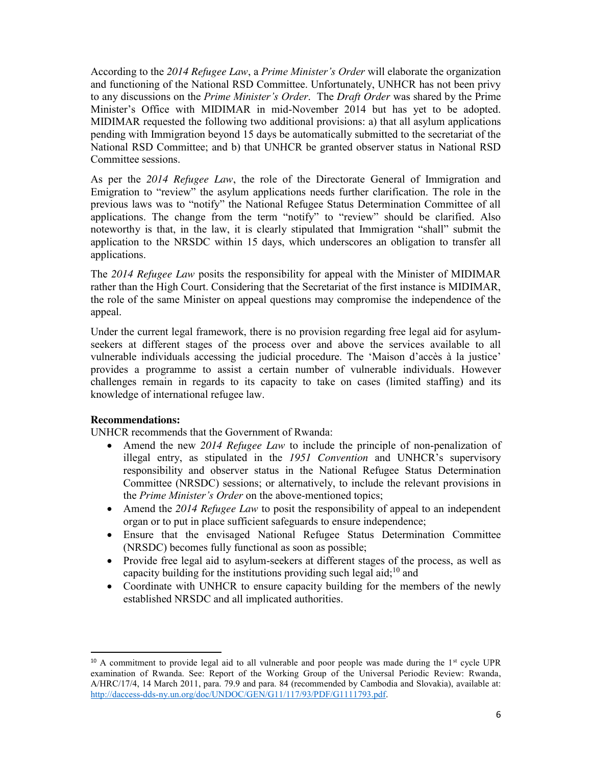According to the *2014 Refugee Law*, a *Prime Minister's Order* will elaborate the organization and functioning of the National RSD Committee. Unfortunately, UNHCR has not been privy to any discussions on the *Prime Minister's Order*. The *Draft Order* was shared by the Prime Minister's Office with MIDIMAR in mid-November 2014 but has yet to be adopted. MIDIMAR requested the following two additional provisions: a) that all asylum applications pending with Immigration beyond 15 days be automatically submitted to the secretariat of the National RSD Committee; and b) that UNHCR be granted observer status in National RSD Committee sessions.

As per the *2014 Refugee Law*, the role of the Directorate General of Immigration and Emigration to "review" the asylum applications needs further clarification. The role in the previous laws was to "notify" the National Refugee Status Determination Committee of all applications. The change from the term "notify" to "review" should be clarified. Also noteworthy is that, in the law, it is clearly stipulated that Immigration "shall" submit the application to the NRSDC within 15 days, which underscores an obligation to transfer all applications.

The *2014 Refugee Law* posits the responsibility for appeal with the Minister of MIDIMAR rather than the High Court. Considering that the Secretariat of the first instance is MIDIMAR, the role of the same Minister on appeal questions may compromise the independence of the appeal.

Under the current legal framework, there is no provision regarding free legal aid for asylum-seekers at different stages of the process over and above the services available to all vulnerable individuals accessing the judicial procedure. The 'Maison d'accès à la justice' provides a programme to assist a certain number of vulnerable individuals. However challenges remain in regards to its capacity to take on cases (limited staffing) and its knowledge of international refugee law.

**Recommendations:**

UNHCR recommends that the Government of Rwanda:

- Amend the new *2014 Refugee Law* to include the principle of non-penalization of illegal entry, as stipulated in the *1951 Convention* and UNHCR's supervisory responsibility and observer status in the National Refugee Status Determination Committee (NRSDC) sessions; or alternatively, to include the relevant provisions in the *Prime Minister's Order* on the above-mentioned topics;
- Amend the *2014 Refugee Law* to posit the responsibility of appeal to an independent organ or to put in place sufficient safeguards to ensure independence;
- Ensure that the envisaged National Refugee Status Determination Committee (NRSDC) becomes fully functional as soon as possible;
- Provide free legal aid to asylum-seekers at different stages of the process, as well as capacity building for the institutions providing such legal aid;[10] and
- Coordinate with UNHCR to ensure capacity building for the members of the newly established NRSDC and all implicated authorities.

---

[10] A commitment to provide legal aid to all vulnerable and poor people was made during the 1st cycle UPR examination of Rwanda. See: Report of the Working Group of the Universal Periodic Review: Rwanda, A/HRC/17/4, 14 March 2011, para. 79.9 and para. 84 (recommended by Cambodia and Slovakia), available at: http://daccess-dds-ny.un.org/doc/UNDOC/GEN/G11/117/93/PDF/G1111793.pdf.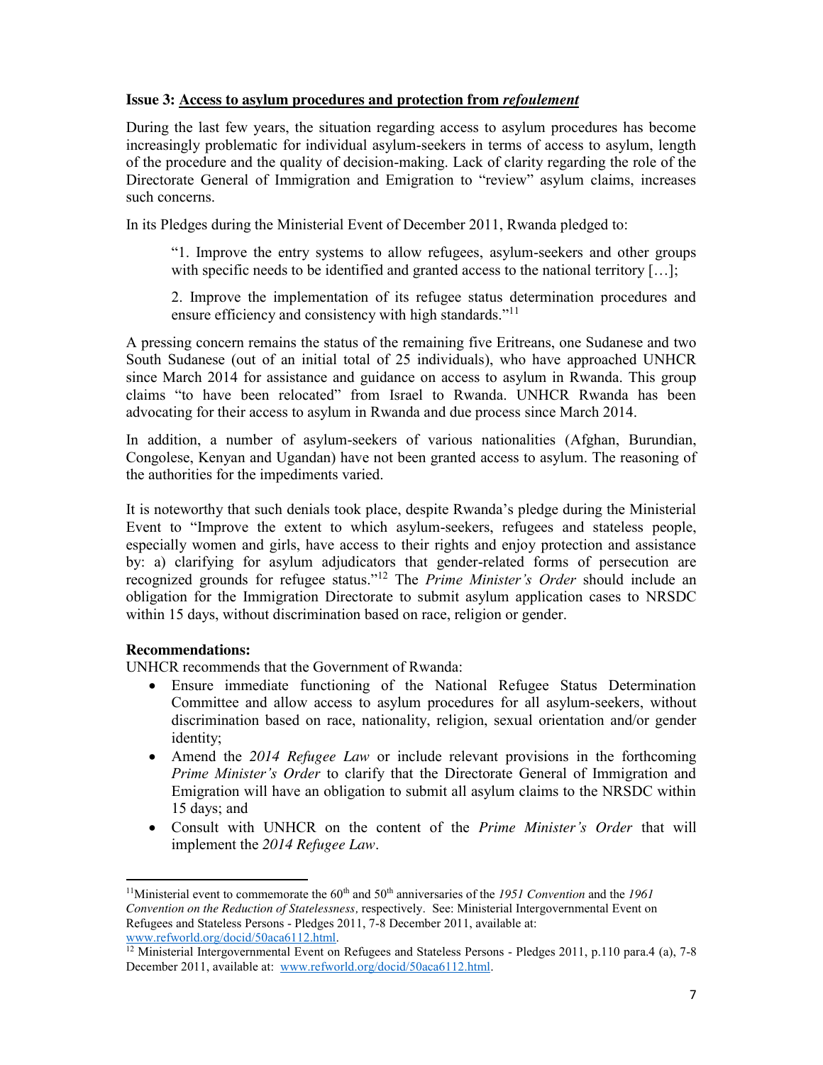**Issue 3: Access to asylum procedures and protection from *refoulement***

During the last few years, the situation regarding access to asylum procedures has become increasingly problematic for individual asylum-seekers in terms of access to asylum, length of the procedure and the quality of decision-making. Lack of clarity regarding the role of the Directorate General of Immigration and Emigration to "review" asylum claims, increases such concerns.

In its Pledges during the Ministerial Event of December 2011, Rwanda pledged to:

> "1. Improve the entry systems to allow refugees, asylum-seekers and other groups with specific needs to be identified and granted access to the national territory […];
>
> 2. Improve the implementation of its refugee status determination procedures and ensure efficiency and consistency with high standards."[11]

A pressing concern remains the status of the remaining five Eritreans, one Sudanese and two South Sudanese (out of an initial total of 25 individuals), who have approached UNHCR since March 2014 for assistance and guidance on access to asylum in Rwanda. This group claims "to have been relocated" from Israel to Rwanda. UNHCR Rwanda has been advocating for their access to asylum in Rwanda and due process since March 2014.

In addition, a number of asylum-seekers of various nationalities (Afghan, Burundian, Congolese, Kenyan and Ugandan) have not been granted access to asylum. The reasoning of the authorities for the impediments varied.

It is noteworthy that such denials took place, despite Rwanda's pledge during the Ministerial Event to "Improve the extent to which asylum-seekers, refugees and stateless people, especially women and girls, have access to their rights and enjoy protection and assistance by: a) clarifying for asylum adjudicators that gender-related forms of persecution are recognized grounds for refugee status."[12] The *Prime Minister's Order* should include an obligation for the Immigration Directorate to submit asylum application cases to NRSDC within 15 days, without discrimination based on race, religion or gender.

**Recommendations:**

UNHCR recommends that the Government of Rwanda:

- Ensure immediate functioning of the National Refugee Status Determination Committee and allow access to asylum procedures for all asylum-seekers, without discrimination based on race, nationality, religion, sexual orientation and/or gender identity;
- Amend the *2014 Refugee Law* or include relevant provisions in the forthcoming *Prime Minister's Order* to clarify that the Directorate General of Immigration and Emigration will have an obligation to submit all asylum claims to the NRSDC within 15 days; and
- Consult with UNHCR on the content of the *Prime Minister's Order* that will implement the *2014 Refugee Law*.

---

[11] Ministerial event to commemorate the 60th and 50th anniversaries of the *1951 Convention* and the *1961 Convention on the Reduction of Statelessness*, respectively. See: Ministerial Intergovernmental Event on Refugees and Stateless Persons - Pledges 2011, 7-8 December 2011, available at: www.refworld.org/docid/50aca6112.html.

[12] Ministerial Intergovernmental Event on Refugees and Stateless Persons - Pledges 2011, p.110 para.4 (a), 7-8 December 2011, available at: www.refworld.org/docid/50aca6112.html.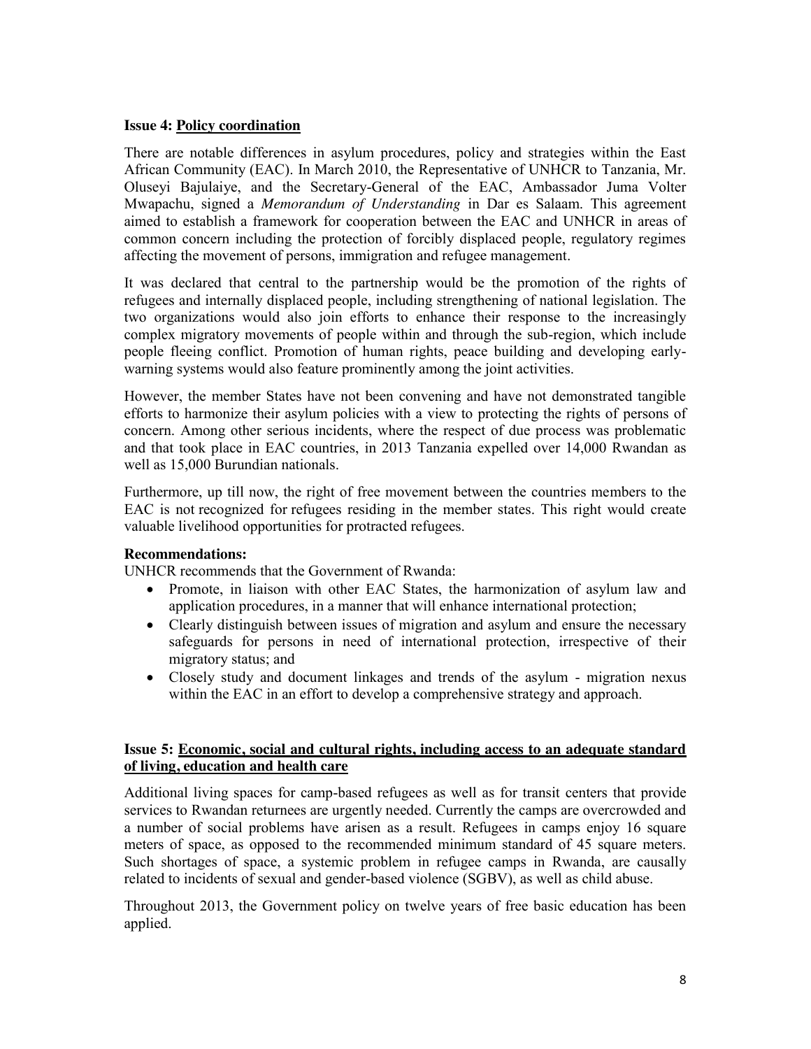**Issue 4: Policy coordination**

There are notable differences in asylum procedures, policy and strategies within the East African Community (EAC). In March 2010, the Representative of UNHCR to Tanzania, Mr. Oluseyi Bajulaiye, and the Secretary-General of the EAC, Ambassador Juma Volter Mwapachu, signed a *Memorandum of Understanding* in Dar es Salaam. This agreement aimed to establish a framework for cooperation between the EAC and UNHCR in areas of common concern including the protection of forcibly displaced people, regulatory regimes affecting the movement of persons, immigration and refugee management.

It was declared that central to the partnership would be the promotion of the rights of refugees and internally displaced people, including strengthening of national legislation. The two organizations would also join efforts to enhance their response to the increasingly complex migratory movements of people within and through the sub-region, which include people fleeing conflict. Promotion of human rights, peace building and developing early-warning systems would also feature prominently among the joint activities.

However, the member States have not been convening and have not demonstrated tangible efforts to harmonize their asylum policies with a view to protecting the rights of persons of concern. Among other serious incidents, where the respect of due process was problematic and that took place in EAC countries, in 2013 Tanzania expelled over 14,000 Rwandan as well as 15,000 Burundian nationals.

Furthermore, up till now, the right of free movement between the countries members to the EAC is not recognized for refugees residing in the member states. This right would create valuable livelihood opportunities for protracted refugees.

**Recommendations:**
UNHCR recommends that the Government of Rwanda:

- Promote, in liaison with other EAC States, the harmonization of asylum law and application procedures, in a manner that will enhance international protection;
- Clearly distinguish between issues of migration and asylum and ensure the necessary safeguards for persons in need of international protection, irrespective of their migratory status; and
- Closely study and document linkages and trends of the asylum - migration nexus within the EAC in an effort to develop a comprehensive strategy and approach.

**Issue 5: Economic, social and cultural rights, including access to an adequate standard of living, education and health care**

Additional living spaces for camp-based refugees as well as for transit centers that provide services to Rwandan returnees are urgently needed. Currently the camps are overcrowded and a number of social problems have arisen as a result. Refugees in camps enjoy 16 square meters of space, as opposed to the recommended minimum standard of 45 square meters. Such shortages of space, a systemic problem in refugee camps in Rwanda, are causally related to incidents of sexual and gender-based violence (SGBV), as well as child abuse.

Throughout 2013, the Government policy on twelve years of free basic education has been applied.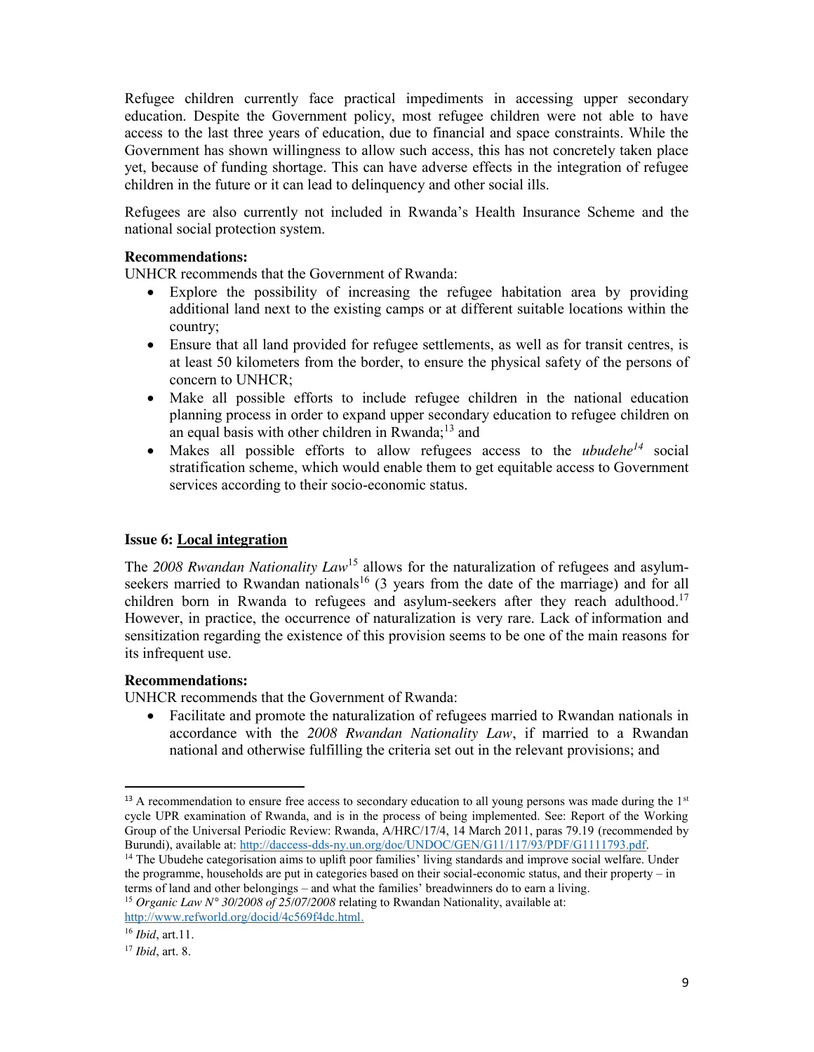Refugee children currently face practical impediments in accessing upper secondary education. Despite the Government policy, most refugee children were not able to have access to the last three years of education, due to financial and space constraints. While the Government has shown willingness to allow such access, this has not concretely taken place yet, because of funding shortage. This can have adverse effects in the integration of refugee children in the future or it can lead to delinquency and other social ills.

Refugees are also currently not included in Rwanda's Health Insurance Scheme and the national social protection system.

**Recommendations:**
UNHCR recommends that the Government of Rwanda:

- Explore the possibility of increasing the refugee habitation area by providing additional land next to the existing camps or at different suitable locations within the country;
- Ensure that all land provided for refugee settlements, as well as for transit centres, is at least 50 kilometers from the border, to ensure the physical safety of the persons of concern to UNHCR;
- Make all possible efforts to include refugee children in the national education planning process in order to expand upper secondary education to refugee children on an equal basis with other children in Rwanda;[13] and
- Makes all possible efforts to allow refugees access to the *ubudehe*[14] social stratification scheme, which would enable them to get equitable access to Government services according to their socio-economic status.

**Issue 6: <u>Local integration</u>**

The *2008 Rwandan Nationality Law*[15] allows for the naturalization of refugees and asylum-seekers married to Rwandan nationals[16] (3 years from the date of the marriage) and for all children born in Rwanda to refugees and asylum-seekers after they reach adulthood.[17] However, in practice, the occurrence of naturalization is very rare. Lack of information and sensitization regarding the existence of this provision seems to be one of the main reasons for its infrequent use.

**Recommendations:**
UNHCR recommends that the Government of Rwanda:

- Facilitate and promote the naturalization of refugees married to Rwandan nationals in accordance with the *2008 Rwandan Nationality Law*, if married to a Rwandan national and otherwise fulfilling the criteria set out in the relevant provisions; and

---

[13] A recommendation to ensure free access to secondary education to all young persons was made during the 1st cycle UPR examination of Rwanda, and is in the process of being implemented. See: Report of the Working Group of the Universal Periodic Review: Rwanda, A/HRC/17/4, 14 March 2011, paras 79.19 (recommended by Burundi), available at: http://daccess-dds-ny.un.org/doc/UNDOC/GEN/G11/117/93/PDF/G1111793.pdf.

[14] The Ubudehe categorisation aims to uplift poor families' living standards and improve social welfare. Under the programme, households are put in categories based on their social-economic status, and their property – in terms of land and other belongings – and what the families' breadwinners do to earn a living.

[15] *Organic Law N° 30/2008 of 25/07/2008* relating to Rwandan Nationality, available at: http://www.refworld.org/docid/4c569f4dc.html.

[16] *Ibid*, art.11.

[17] *Ibid*, art. 8.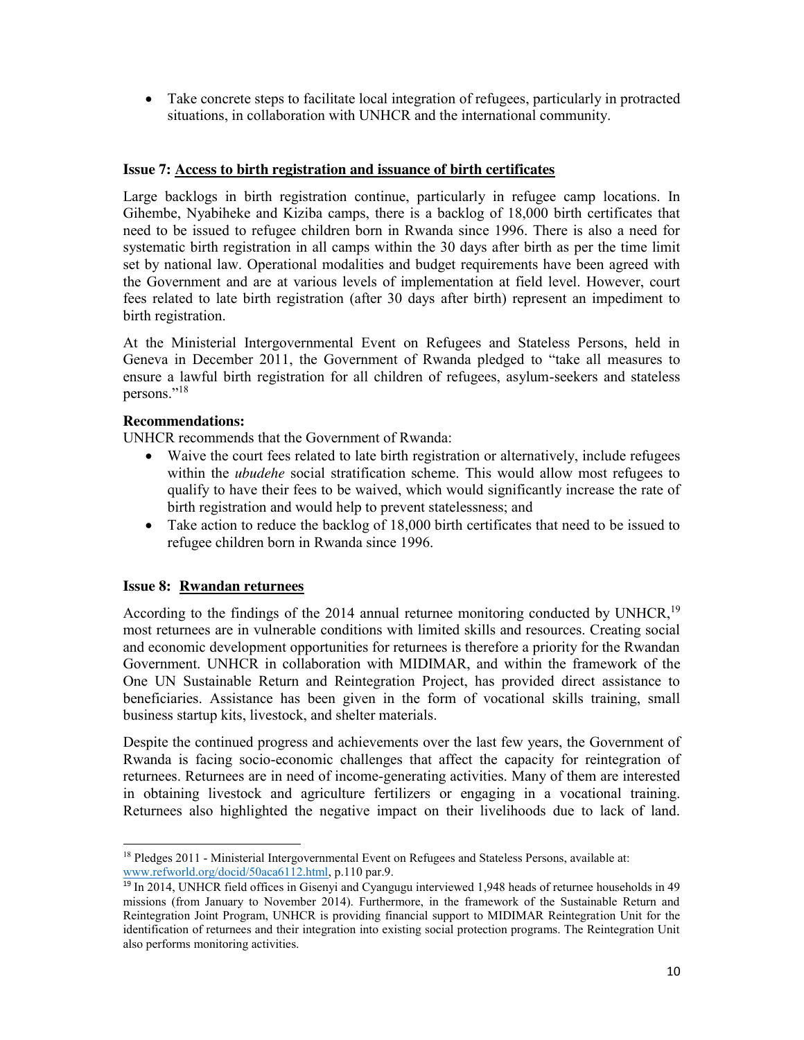- Take concrete steps to facilitate local integration of refugees, particularly in protracted situations, in collaboration with UNHCR and the international community.

**Issue 7: Access to birth registration and issuance of birth certificates**

Large backlogs in birth registration continue, particularly in refugee camp locations. In Gihembe, Nyabiheke and Kiziba camps, there is a backlog of 18,000 birth certificates that need to be issued to refugee children born in Rwanda since 1996. There is also a need for systematic birth registration in all camps within the 30 days after birth as per the time limit set by national law. Operational modalities and budget requirements have been agreed with the Government and are at various levels of implementation at field level. However, court fees related to late birth registration (after 30 days after birth) represent an impediment to birth registration.

At the Ministerial Intergovernmental Event on Refugees and Stateless Persons, held in Geneva in December 2011, the Government of Rwanda pledged to "take all measures to ensure a lawful birth registration for all children of refugees, asylum-seekers and stateless persons."[18]

**Recommendations:**

UNHCR recommends that the Government of Rwanda:

- Waive the court fees related to late birth registration or alternatively, include refugees within the *ubudehe* social stratification scheme. This would allow most refugees to qualify to have their fees to be waived, which would significantly increase the rate of birth registration and would help to prevent statelessness; and
- Take action to reduce the backlog of 18,000 birth certificates that need to be issued to refugee children born in Rwanda since 1996.

**Issue 8: Rwandan returnees**

According to the findings of the 2014 annual returnee monitoring conducted by UNHCR,[19] most returnees are in vulnerable conditions with limited skills and resources. Creating social and economic development opportunities for returnees is therefore a priority for the Rwandan Government. UNHCR in collaboration with MIDIMAR, and within the framework of the One UN Sustainable Return and Reintegration Project, has provided direct assistance to beneficiaries. Assistance has been given in the form of vocational skills training, small business startup kits, livestock, and shelter materials.

Despite the continued progress and achievements over the last few years, the Government of Rwanda is facing socio-economic challenges that affect the capacity for reintegration of returnees. Returnees are in need of income-generating activities. Many of them are interested in obtaining livestock and agriculture fertilizers or engaging in a vocational training. Returnees also highlighted the negative impact on their livelihoods due to lack of land.

---

[18] Pledges 2011 - Ministerial Intergovernmental Event on Refugees and Stateless Persons, available at: www.refworld.org/docid/50aca6112.html, p.110 par.9.

[19] In 2014, UNHCR field offices in Gisenyi and Cyangugu interviewed 1,948 heads of returnee households in 49 missions (from January to November 2014). Furthermore, in the framework of the Sustainable Return and Reintegration Joint Program, UNHCR is providing financial support to MIDIMAR Reintegration Unit for the identification of returnees and their integration into existing social protection programs. The Reintegration Unit also performs monitoring activities.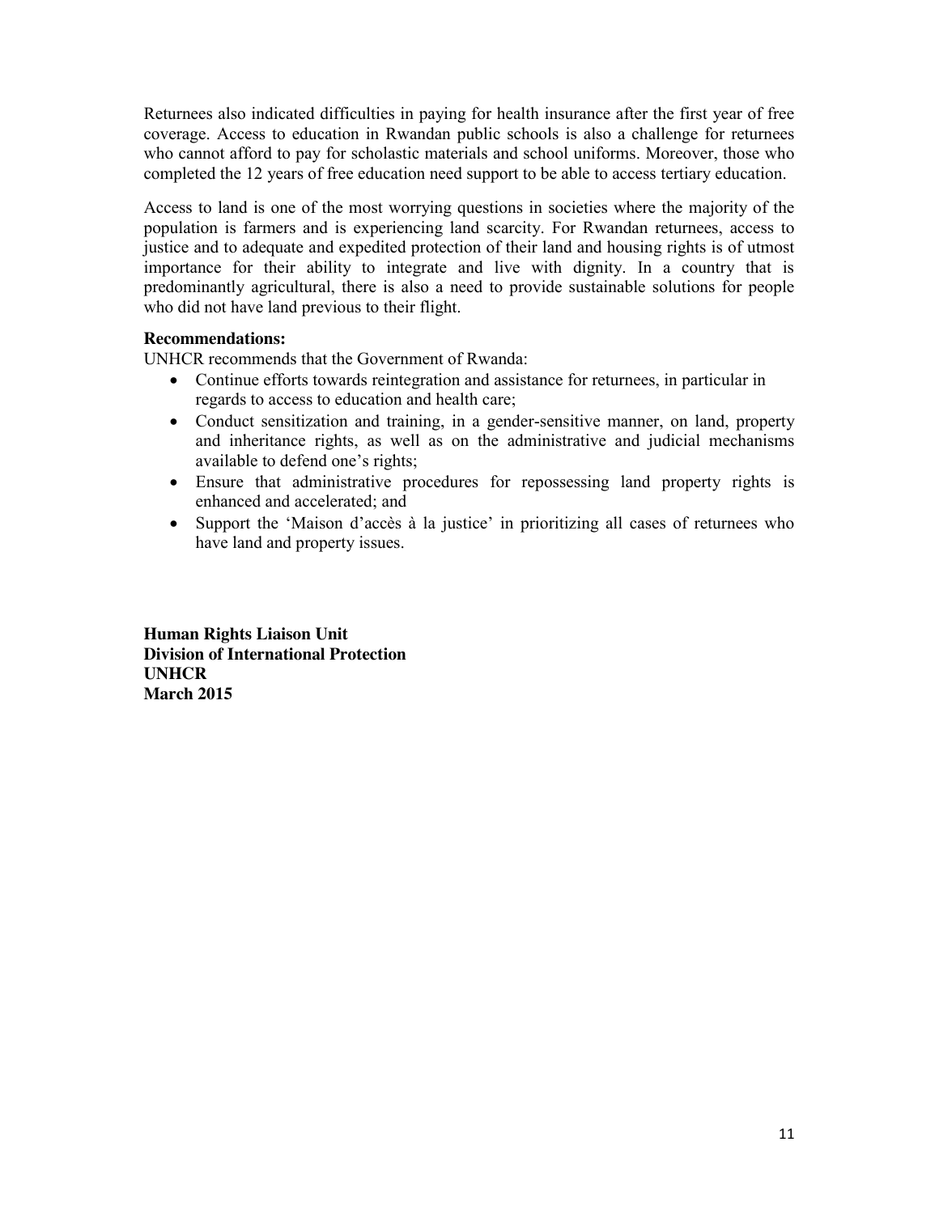Returnees also indicated difficulties in paying for health insurance after the first year of free coverage. Access to education in Rwandan public schools is also a challenge for returnees who cannot afford to pay for scholastic materials and school uniforms. Moreover, those who completed the 12 years of free education need support to be able to access tertiary education.

Access to land is one of the most worrying questions in societies where the majority of the population is farmers and is experiencing land scarcity. For Rwandan returnees, access to justice and to adequate and expedited protection of their land and housing rights is of utmost importance for their ability to integrate and live with dignity. In a country that is predominantly agricultural, there is also a need to provide sustainable solutions for people who did not have land previous to their flight.

**Recommendations:**

UNHCR recommends that the Government of Rwanda:

- Continue efforts towards reintegration and assistance for returnees, in particular in regards to access to education and health care;
- Conduct sensitization and training, in a gender-sensitive manner, on land, property and inheritance rights, as well as on the administrative and judicial mechanisms available to defend one's rights;
- Ensure that administrative procedures for repossessing land property rights is enhanced and accelerated; and
- Support the 'Maison d'accès à la justice' in prioritizing all cases of returnees who have land and property issues.

**Human Rights Liaison Unit**
**Division of International Protection**
**UNHCR**
**March 2015**